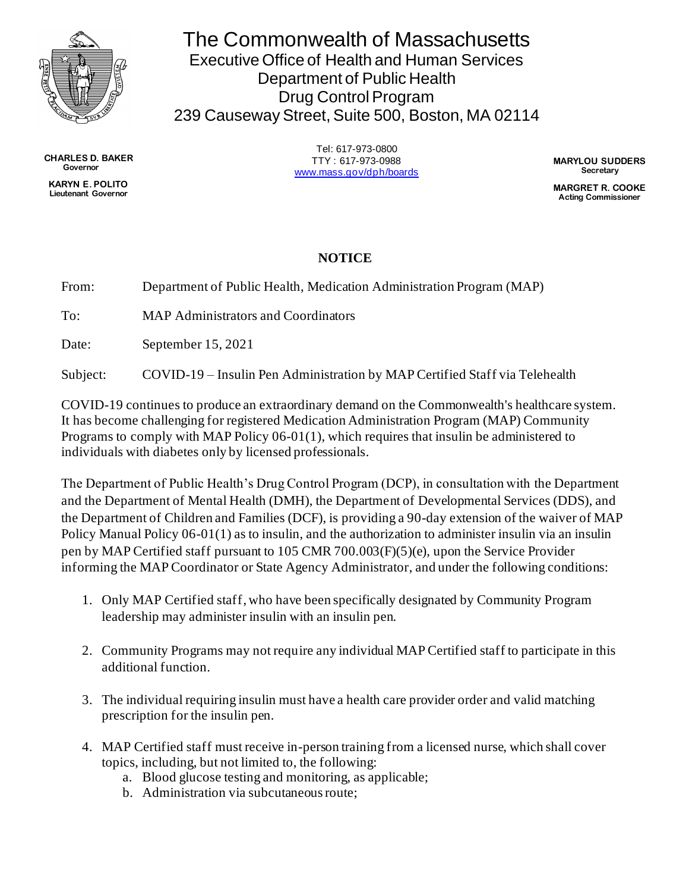# The Commonwealth of Massachusetts
## Executive Office of Health and Human Services
## Department of Public Health
## Drug Control Program
## 239 Causeway Street, Suite 500, Boston, MA 02114

**CHARLES D. BAKER**
**Governor**

**KARYN E. POLITO**
**Lieutenant Governor**

Tel: 617-973-0800
TTY : 617-973-0988
www.mass.gov/dph/boards

**MARYLOU SUDDERS**
**Secretary**

**MARGRET R. COOKE**
**Acting Commissioner**

**NOTICE**

From: Department of Public Health, Medication Administration Program (MAP)

To: MAP Administrators and Coordinators

Date: September 15, 2021

Subject: COVID-19 – Insulin Pen Administration by MAP Certified Staff via Telehealth

COVID-19 continues to produce an extraordinary demand on the Commonwealth's healthcare system. It has become challenging for registered Medication Administration Program (MAP) Community Programs to comply with MAP Policy 06-01(1), which requires that insulin be administered to individuals with diabetes only by licensed professionals.

The Department of Public Health's Drug Control Program (DCP), in consultation with the Department and the Department of Mental Health (DMH), the Department of Developmental Services (DDS), and the Department of Children and Families (DCF), is providing a 90-day extension of the waiver of MAP Policy Manual Policy 06-01(1) as to insulin, and the authorization to administer insulin via an insulin pen by MAP Certified staff pursuant to 105 CMR 700.003(F)(5)(e), upon the Service Provider informing the MAP Coordinator or State Agency Administrator, and under the following conditions:

1. Only MAP Certified staff, who have been specifically designated by Community Program leadership may administer insulin with an insulin pen.

2. Community Programs may not require any individual MAP Certified staff to participate in this additional function.

3. The individual requiring insulin must have a health care provider order and valid matching prescription for the insulin pen.

4. MAP Certified staff must receive in-person training from a licensed nurse, which shall cover topics, including, but not limited to, the following:
   a. Blood glucose testing and monitoring, as applicable;
   b. Administration via subcutaneous route;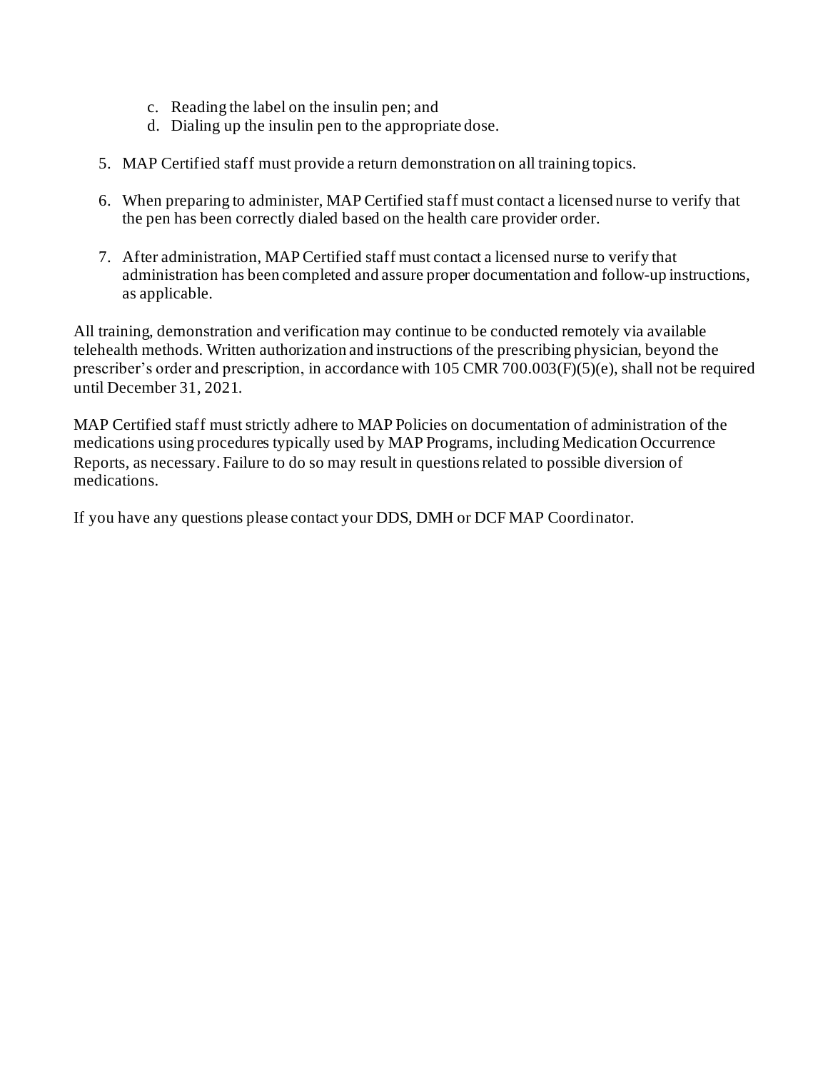c. Reading the label on the insulin pen; and
   d. Dialing up the insulin pen to the appropriate dose.

5. MAP Certified staff must provide a return demonstration on all training topics.

6. When preparing to administer, MAP Certified staff must contact a licensed nurse to verify that the pen has been correctly dialed based on the health care provider order.

7. After administration, MAP Certified staff must contact a licensed nurse to verify that administration has been completed and assure proper documentation and follow-up instructions, as applicable.

All training, demonstration and verification may continue to be conducted remotely via available telehealth methods. Written authorization and instructions of the prescribing physician, beyond the prescriber's order and prescription, in accordance with 105 CMR 700.003(F)(5)(e), shall not be required until December 31, 2021.

MAP Certified staff must strictly adhere to MAP Policies on documentation of administration of the medications using procedures typically used by MAP Programs, including Medication Occurrence Reports, as necessary. Failure to do so may result in questions related to possible diversion of medications.

If you have any questions please contact your DDS, DMH or DCF MAP Coordinator.